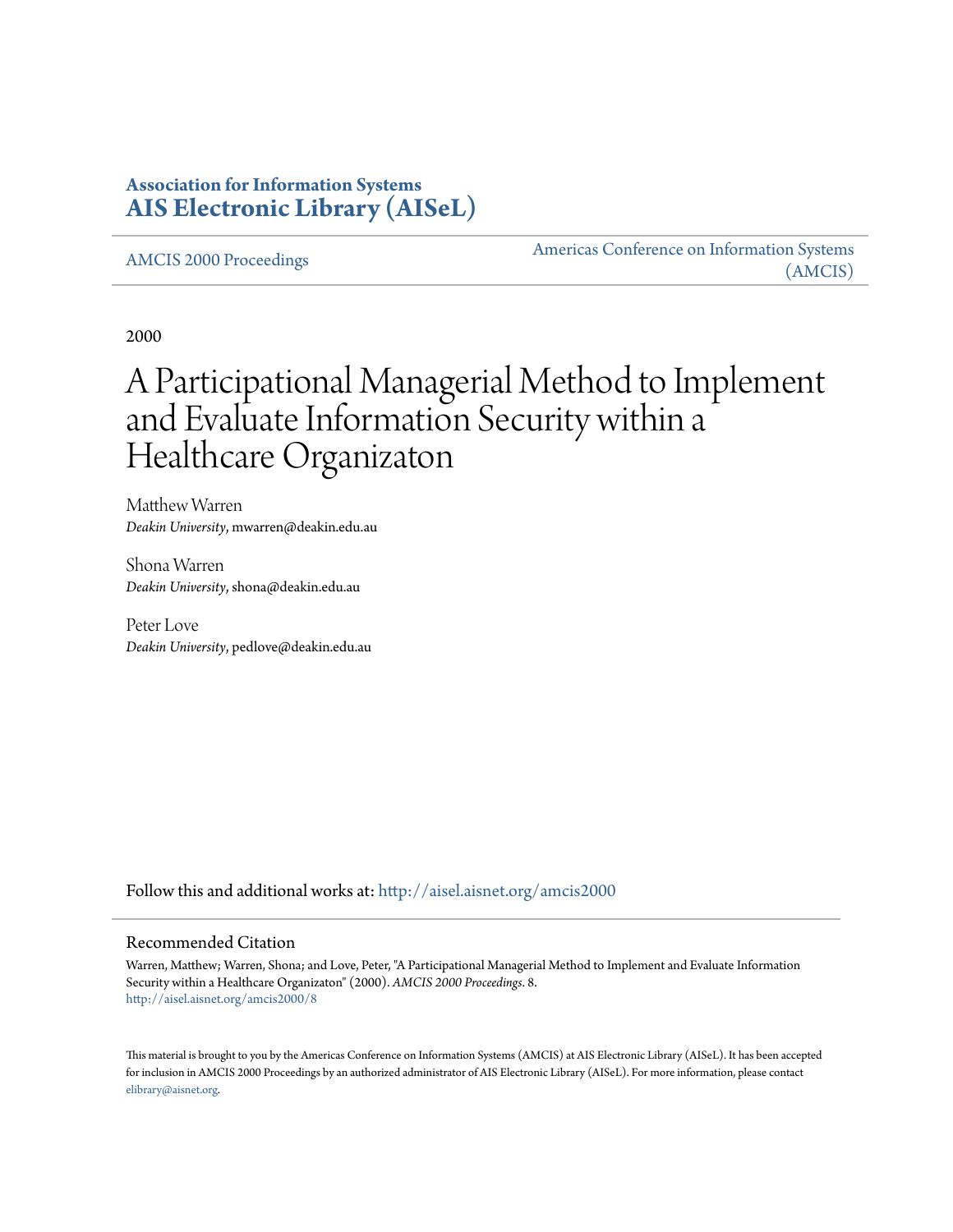**Association for Information Systems**
**AIS Electronic Library (AISeL)**

AMCIS 2000 Proceedings

Americas Conference on Information Systems (AMCIS)

2000

# A Participational Managerial Method to Implement and Evaluate Information Security within a Healthcare Organizaton

Matthew Warren
*Deakin University*, mwarren@deakin.edu.au

Shona Warren
*Deakin University*, shona@deakin.edu.au

Peter Love
*Deakin University*, pedlove@deakin.edu.au

Follow this and additional works at: http://aisel.aisnet.org/amcis2000

## Recommended Citation

Warren, Matthew; Warren, Shona; and Love, Peter, "A Participational Managerial Method to Implement and Evaluate Information Security within a Healthcare Organizaton" (2000). *AMCIS 2000 Proceedings*. 8.
http://aisel.aisnet.org/amcis2000/8

This material is brought to you by the Americas Conference on Information Systems (AMCIS) at AIS Electronic Library (AISeL). It has been accepted for inclusion in AMCIS 2000 Proceedings by an authorized administrator of AIS Electronic Library (AISeL). For more information, please contact elibrary@aisnet.org.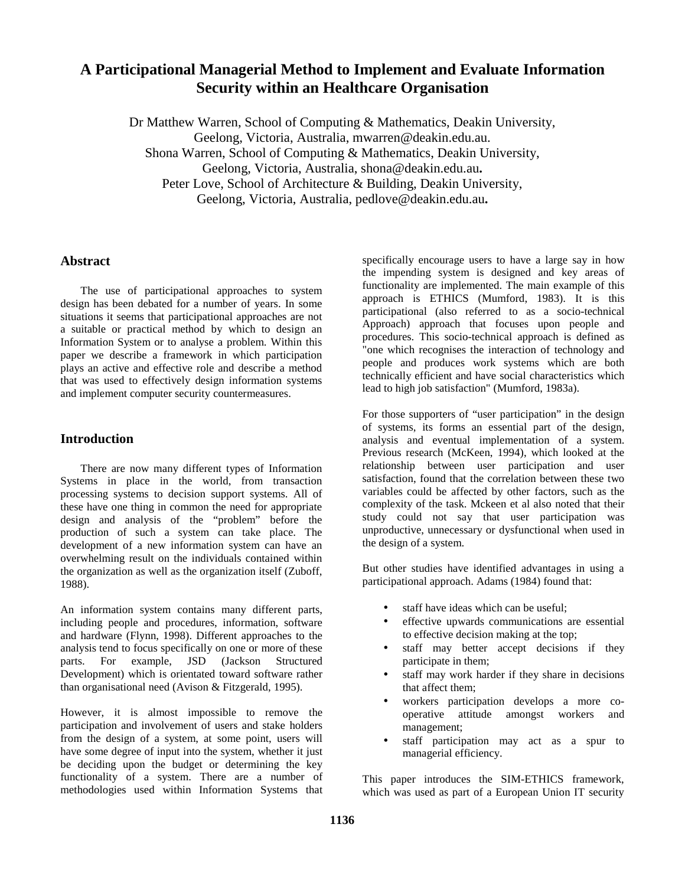# A Participational Managerial Method to Implement and Evaluate Information Security within an Healthcare Organisation

Dr Matthew Warren, School of Computing & Mathematics, Deakin University, Geelong, Victoria, Australia, mwarren@deakin.edu.au.
Shona Warren, School of Computing & Mathematics, Deakin University, Geelong, Victoria, Australia, shona@deakin.edu.au.
Peter Love, School of Architecture & Building, Deakin University, Geelong, Victoria, Australia, pedlove@deakin.edu.au.

## Abstract

The use of participational approaches to system design has been debated for a number of years. In some situations it seems that participational approaches are not a suitable or practical method by which to design an Information System or to analyse a problem. Within this paper we describe a framework in which participation plays an active and effective role and describe a method that was used to effectively design information systems and implement computer security countermeasures.

## Introduction

There are now many different types of Information Systems in place in the world, from transaction processing systems to decision support systems. All of these have one thing in common the need for appropriate design and analysis of the "problem" before the production of such a system can take place. The development of a new information system can have an overwhelming result on the individuals contained within the organization as well as the organization itself (Zuboff, 1988).

An information system contains many different parts, including people and procedures, information, software and hardware (Flynn, 1998). Different approaches to the analysis tend to focus specifically on one or more of these parts. For example, JSD (Jackson Structured Development) which is orientated toward software rather than organisational need (Avison & Fitzgerald, 1995).

However, it is almost impossible to remove the participation and involvement of users and stake holders from the design of a system, at some point, users will have some degree of input into the system, whether it just be deciding upon the budget or determining the key functionality of a system. There are a number of methodologies used within Information Systems that specifically encourage users to have a large say in how the impending system is designed and key areas of functionality are implemented. The main example of this approach is ETHICS (Mumford, 1983). It is this participational (also referred to as a socio-technical Approach) approach that focuses upon people and procedures. This socio-technical approach is defined as "one which recognises the interaction of technology and people and produces work systems which are both technically efficient and have social characteristics which lead to high job satisfaction" (Mumford, 1983a).

For those supporters of "user participation" in the design of systems, its forms an essential part of the design, analysis and eventual implementation of a system. Previous research (McKeen, 1994), which looked at the relationship between user participation and user satisfaction, found that the correlation between these two variables could be affected by other factors, such as the complexity of the task. Mckeen et al also noted that their study could not say that user participation was unproductive, unnecessary or dysfunctional when used in the design of a system.

But other studies have identified advantages in using a participational approach. Adams (1984) found that:

- staff have ideas which can be useful;
- effective upwards communications are essential to effective decision making at the top;
- staff may better accept decisions if they participate in them;
- staff may work harder if they share in decisions that affect them;
- workers participation develops a more co-operative attitude amongst workers and management;
- staff participation may act as a spur to managerial efficiency.

This paper introduces the SIM-ETHICS framework, which was used as part of a European Union IT security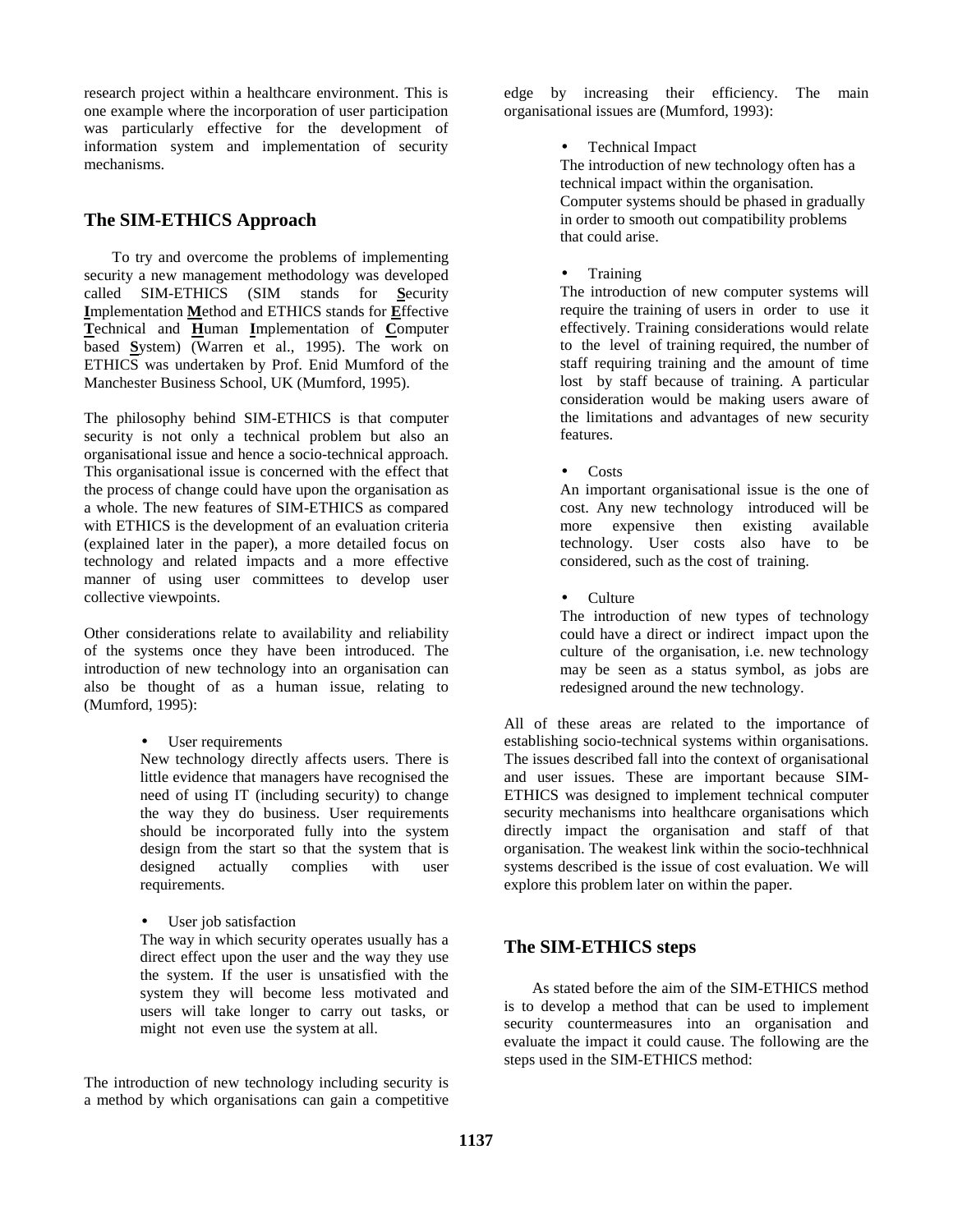research project within a healthcare environment. This is one example where the incorporation of user participation was particularly effective for the development of information system and implementation of security mechanisms.

## The SIM-ETHICS Approach

To try and overcome the problems of implementing security a new management methodology was developed called SIM-ETHICS (SIM stands for **S**ecurity **I**mplementation **M**ethod and ETHICS stands for **E**ffective **T**echnical and **H**uman **I**mplementation of **C**omputer based **S**ystem) (Warren et al., 1995). The work on ETHICS was undertaken by Prof. Enid Mumford of the Manchester Business School, UK (Mumford, 1995).

The philosophy behind SIM-ETHICS is that computer security is not only a technical problem but also an organisational issue and hence a socio-technical approach. This organisational issue is concerned with the effect that the process of change could have upon the organisation as a whole. The new features of SIM-ETHICS as compared with ETHICS is the development of an evaluation criteria (explained later in the paper), a more detailed focus on technology and related impacts and a more effective manner of using user committees to develop user collective viewpoints.

Other considerations relate to availability and reliability of the systems once they have been introduced. The introduction of new technology into an organisation can also be thought of as a human issue, relating to (Mumford, 1995):

- User requirements
  New technology directly affects users. There is little evidence that managers have recognised the need of using IT (including security) to change the way they do business. User requirements should be incorporated fully into the system design from the start so that the system that is designed actually complies with user requirements.

- User job satisfaction
  The way in which security operates usually has a direct effect upon the user and the way they use the system. If the user is unsatisfied with the system they will become less motivated and users will take longer to carry out tasks, or might not even use the system at all.

The introduction of new technology including security is a method by which organisations can gain a competitive edge by increasing their efficiency. The main organisational issues are (Mumford, 1993):

- Technical Impact
  The introduction of new technology often has a technical impact within the organisation. Computer systems should be phased in gradually in order to smooth out compatibility problems that could arise.

- Training
  The introduction of new computer systems will require the training of users in order to use it effectively. Training considerations would relate to the level of training required, the number of staff requiring training and the amount of time lost by staff because of training. A particular consideration would be making users aware of the limitations and advantages of new security features.

- Costs
  An important organisational issue is the one of cost. Any new technology introduced will be more expensive then existing available technology. User costs also have to be considered, such as the cost of training.

- Culture
  The introduction of new types of technology could have a direct or indirect impact upon the culture of the organisation, i.e. new technology may be seen as a status symbol, as jobs are redesigned around the new technology.

All of these areas are related to the importance of establishing socio-technical systems within organisations. The issues described fall into the context of organisational and user issues. These are important because SIM-ETHICS was designed to implement technical computer security mechanisms into healthcare organisations which directly impact the organisation and staff of that organisation. The weakest link within the socio-techhnical systems described is the issue of cost evaluation. We will explore this problem later on within the paper.

## The SIM-ETHICS steps

As stated before the aim of the SIM-ETHICS method is to develop a method that can be used to implement security countermeasures into an organisation and evaluate the impact it could cause. The following are the steps used in the SIM-ETHICS method: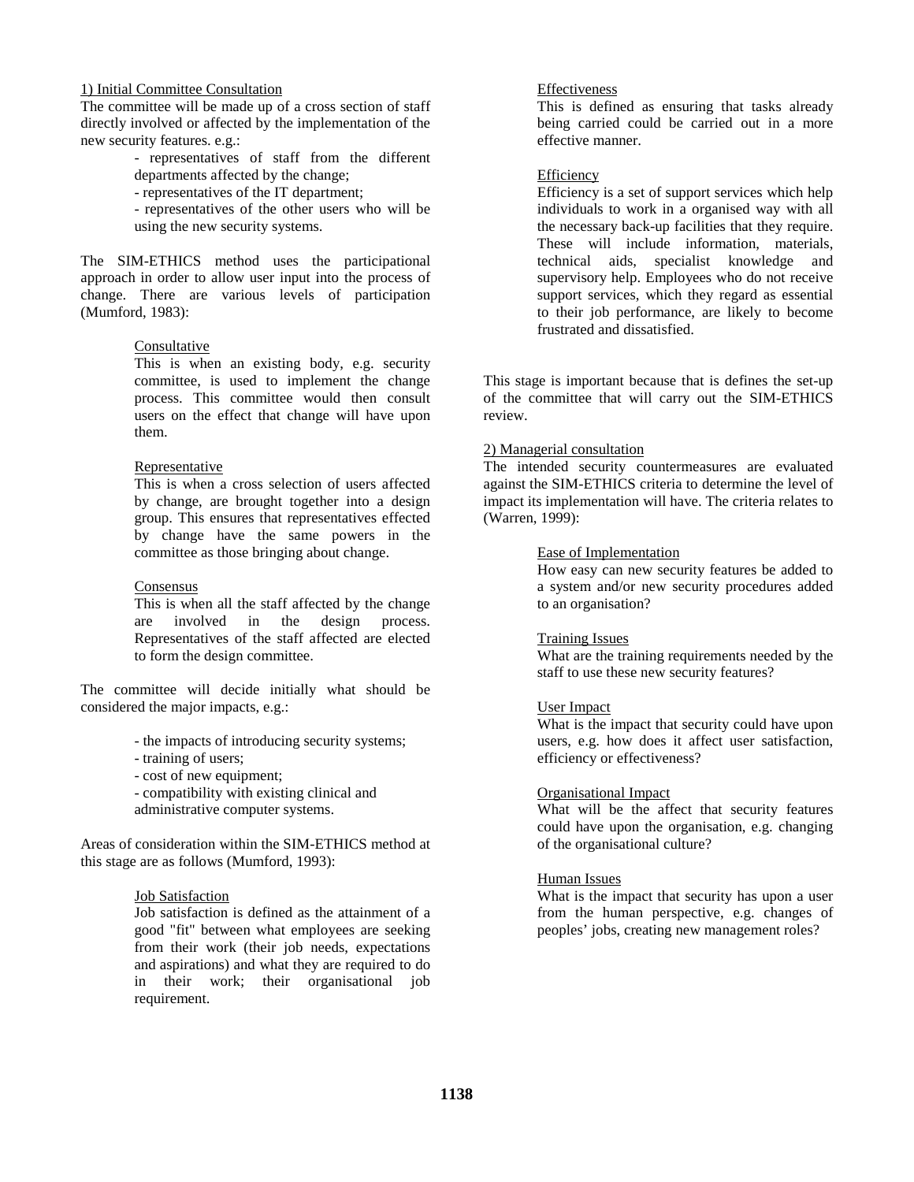1) Initial Committee Consultation

The committee will be made up of a cross section of staff directly involved or affected by the implementation of the new security features. e.g.:

- representatives of staff from the different departments affected by the change;
- representatives of the IT department;
- representatives of the other users who will be using the new security systems.

The SIM-ETHICS method uses the participational approach in order to allow user input into the process of change. There are various levels of participation (Mumford, 1983):

Consultative

This is when an existing body, e.g. security committee, is used to implement the change process. This committee would then consult users on the effect that change will have upon them.

Representative

This is when a cross selection of users affected by change, are brought together into a design group. This ensures that representatives effected by change have the same powers in the committee as those bringing about change.

Consensus

This is when all the staff affected by the change are involved in the design process. Representatives of the staff affected are elected to form the design committee.

The committee will decide initially what should be considered the major impacts, e.g.:

- the impacts of introducing security systems;
- training of users;
- cost of new equipment;
- compatibility with existing clinical and administrative computer systems.

Areas of consideration within the SIM-ETHICS method at this stage are as follows (Mumford, 1993):

Job Satisfaction

Job satisfaction is defined as the attainment of a good "fit" between what employees are seeking from their work (their job needs, expectations and aspirations) and what they are required to do in their work; their organisational job requirement.

Effectiveness

This is defined as ensuring that tasks already being carried could be carried out in a more effective manner.

Efficiency

Efficiency is a set of support services which help individuals to work in a organised way with all the necessary back-up facilities that they require. These will include information, materials, technical aids, specialist knowledge and supervisory help. Employees who do not receive support services, which they regard as essential to their job performance, are likely to become frustrated and dissatisfied.

This stage is important because that is defines the set-up of the committee that will carry out the SIM-ETHICS review.

2) Managerial consultation

The intended security countermeasures are evaluated against the SIM-ETHICS criteria to determine the level of impact its implementation will have. The criteria relates to (Warren, 1999):

Ease of Implementation

How easy can new security features be added to a system and/or new security procedures added to an organisation?

Training Issues

What are the training requirements needed by the staff to use these new security features?

User Impact

What is the impact that security could have upon users, e.g. how does it affect user satisfaction, efficiency or effectiveness?

Organisational Impact

What will be the affect that security features could have upon the organisation, e.g. changing of the organisational culture?

Human Issues

What is the impact that security has upon a user from the human perspective, e.g. changes of peoples' jobs, creating new management roles?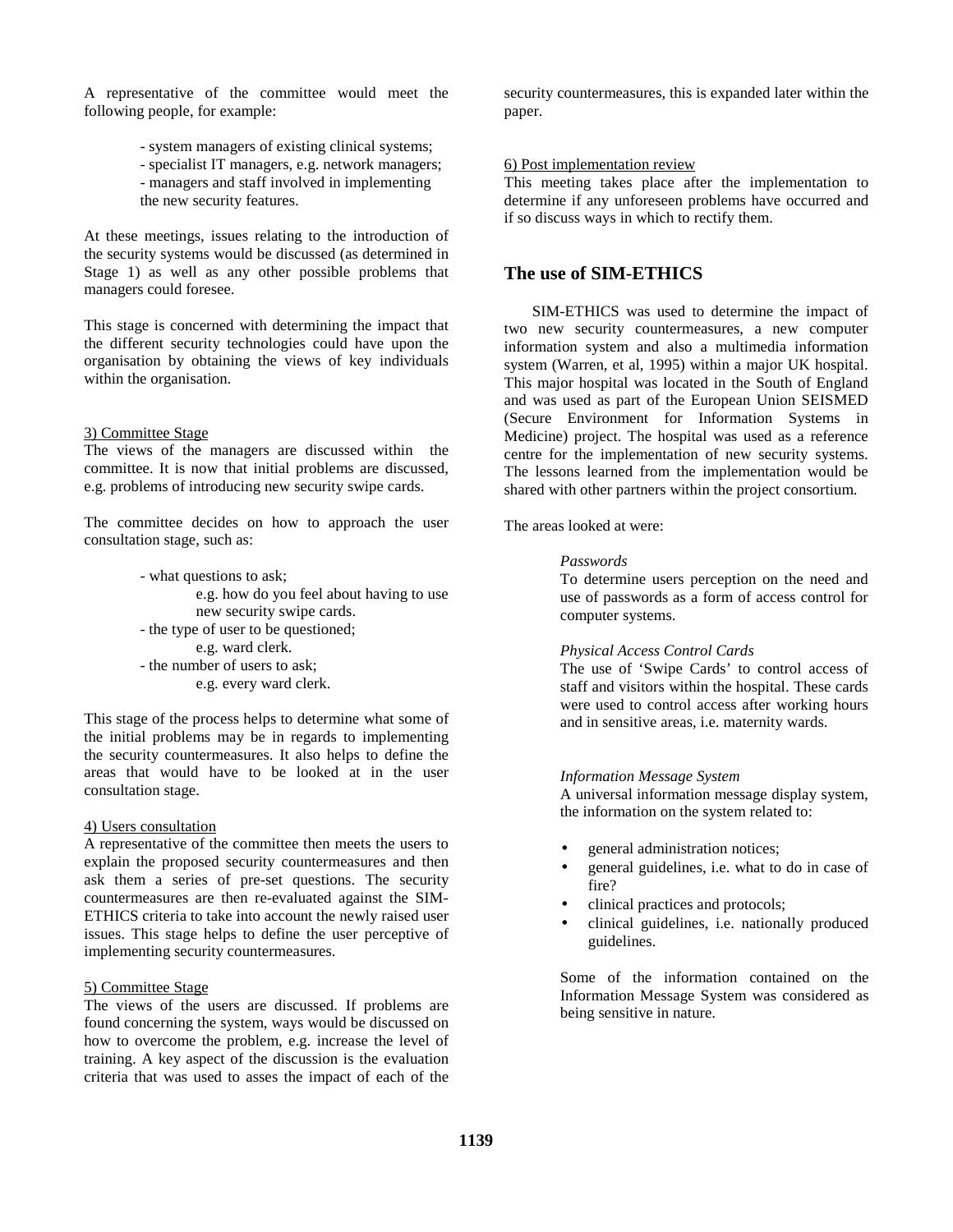A representative of the committee would meet the following people, for example:

- system managers of existing clinical systems;
- specialist IT managers, e.g. network managers;
- managers and staff involved in implementing the new security features.

At these meetings, issues relating to the introduction of the security systems would be discussed (as determined in Stage 1) as well as any other possible problems that managers could foresee.

This stage is concerned with determining the impact that the different security technologies could have upon the organisation by obtaining the views of key individuals within the organisation.

3) Committee Stage

The views of the managers are discussed within the committee. It is now that initial problems are discussed, e.g. problems of introducing new security swipe cards.

The committee decides on how to approach the user consultation stage, such as:

- what questions to ask;
  e.g. how do you feel about having to use new security swipe cards.
- the type of user to be questioned;
  e.g. ward clerk.
- the number of users to ask;
  e.g. every ward clerk.

This stage of the process helps to determine what some of the initial problems may be in regards to implementing the security countermeasures. It also helps to define the areas that would have to be looked at in the user consultation stage.

4) Users consultation

A representative of the committee then meets the users to explain the proposed security countermeasures and then ask them a series of pre-set questions. The security countermeasures are then re-evaluated against the SIM-ETHICS criteria to take into account the newly raised user issues. This stage helps to define the user perceptive of implementing security countermeasures.

5) Committee Stage

The views of the users are discussed. If problems are found concerning the system, ways would be discussed on how to overcome the problem, e.g. increase the level of training. A key aspect of the discussion is the evaluation criteria that was used to asses the impact of each of the security countermeasures, this is expanded later within the paper.

6) Post implementation review

This meeting takes place after the implementation to determine if any unforeseen problems have occurred and if so discuss ways in which to rectify them.

## The use of SIM-ETHICS

SIM-ETHICS was used to determine the impact of two new security countermeasures, a new computer information system and also a multimedia information system (Warren, et al, 1995) within a major UK hospital. This major hospital was located in the South of England and was used as part of the European Union SEISMED (Secure Environment for Information Systems in Medicine) project. The hospital was used as a reference centre for the implementation of new security systems. The lessons learned from the implementation would be shared with other partners within the project consortium.

The areas looked at were:

*Passwords*
To determine users perception on the need and use of passwords as a form of access control for computer systems.

*Physical Access Control Cards*
The use of 'Swipe Cards' to control access of staff and visitors within the hospital. These cards were used to control access after working hours and in sensitive areas, i.e. maternity wards.

*Information Message System*
A universal information message display system, the information on the system related to:

- general administration notices;
- general guidelines, i.e. what to do in case of fire?
- clinical practices and protocols;
- clinical guidelines, i.e. nationally produced guidelines.

Some of the information contained on the Information Message System was considered as being sensitive in nature.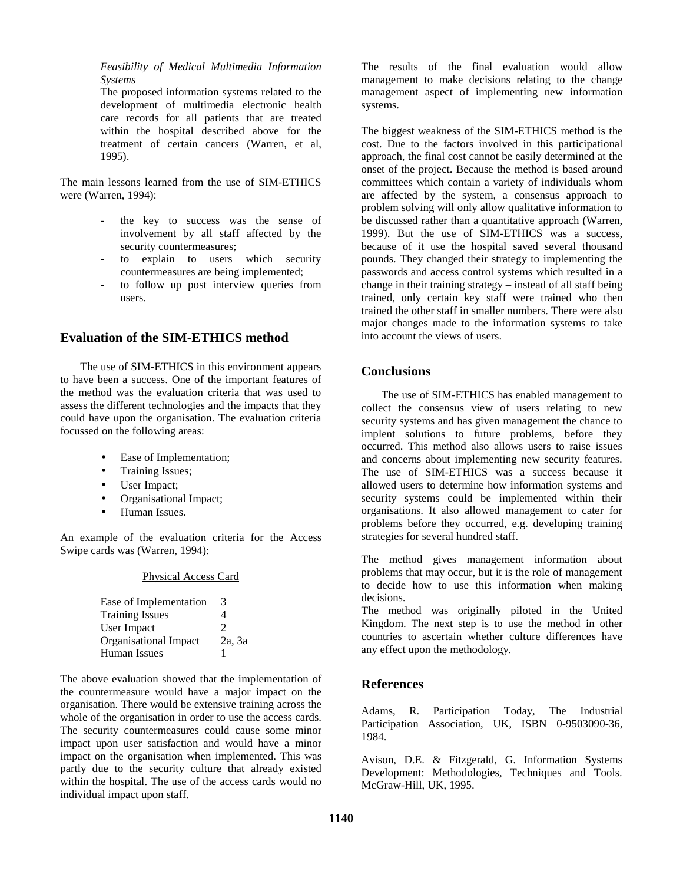*Feasibility of Medical Multimedia Information Systems*
The proposed information systems related to the development of multimedia electronic health care records for all patients that are treated within the hospital described above for the treatment of certain cancers (Warren, et al, 1995).

The main lessons learned from the use of SIM-ETHICS were (Warren, 1994):

- the key to success was the sense of involvement by all staff affected by the security countermeasures;
- to explain to users which security countermeasures are being implemented;
- to follow up post interview queries from users.

## Evaluation of the SIM-ETHICS method

The use of SIM-ETHICS in this environment appears to have been a success. One of the important features of the method was the evaluation criteria that was used to assess the different technologies and the impacts that they could have upon the organisation. The evaluation criteria focussed on the following areas:

- Ease of Implementation;
- Training Issues;
- User Impact;
- Organisational Impact;
- Human Issues.

An example of the evaluation criteria for the Access Swipe cards was (Warren, 1994):

Physical Access Card

| | |
|---|---|
| Ease of Implementation | 3 |
| Training Issues | 4 |
| User Impact | 2 |
| Organisational Impact | 2a, 3a |
| Human Issues | 1 |

The above evaluation showed that the implementation of the countermeasure would have a major impact on the organisation. There would be extensive training across the whole of the organisation in order to use the access cards. The security countermeasures could cause some minor impact upon user satisfaction and would have a minor impact on the organisation when implemented. This was partly due to the security culture that already existed within the hospital. The use of the access cards would no individual impact upon staff.

The results of the final evaluation would allow management to make decisions relating to the change management aspect of implementing new information systems.

The biggest weakness of the SIM-ETHICS method is the cost. Due to the factors involved in this participational approach, the final cost cannot be easily determined at the onset of the project. Because the method is based around committees which contain a variety of individuals whom are affected by the system, a consensus approach to problem solving will only allow qualitative information to be discussed rather than a quantitative approach (Warren, 1999). But the use of SIM-ETHICS was a success, because of it use the hospital saved several thousand pounds. They changed their strategy to implementing the passwords and access control systems which resulted in a change in their training strategy – instead of all staff being trained, only certain key staff were trained who then trained the other staff in smaller numbers. There were also major changes made to the information systems to take into account the views of users.

## Conclusions

The use of SIM-ETHICS has enabled management to collect the consensus view of users relating to new security systems and has given management the chance to implent solutions to future problems, before they occurred. This method also allows users to raise issues and concerns about implementing new security features. The use of SIM-ETHICS was a success because it allowed users to determine how information systems and security systems could be implemented within their organisations. It also allowed management to cater for problems before they occurred, e.g. developing training strategies for several hundred staff.

The method gives management information about problems that may occur, but it is the role of management to decide how to use this information when making decisions.
The method was originally piloted in the United Kingdom. The next step is to use the method in other countries to ascertain whether culture differences have any effect upon the methodology.

## References

Adams, R. Participation Today, The Industrial Participation Association, UK, ISBN 0-9503090-36, 1984.

Avison, D.E. & Fitzgerald, G. Information Systems Development: Methodologies, Techniques and Tools. McGraw-Hill, UK, 1995.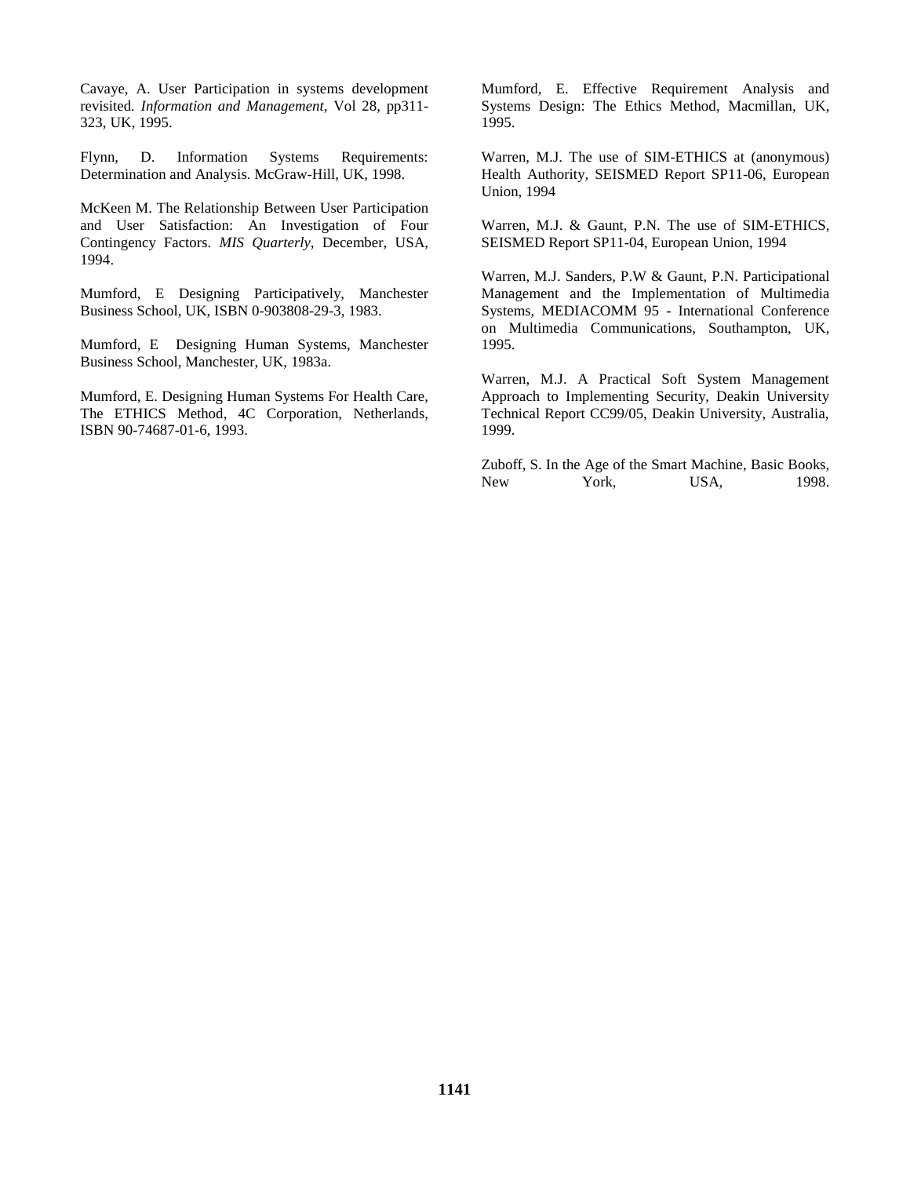Cavaye, A. User Participation in systems development revisited. *Information and Management*, Vol 28, pp311-323, UK, 1995.

Flynn, D. Information Systems Requirements: Determination and Analysis. McGraw-Hill, UK, 1998.

McKeen M. The Relationship Between User Participation and User Satisfaction: An Investigation of Four Contingency Factors. *MIS Quarterly*, December, USA, 1994.

Mumford, E Designing Participatively, Manchester Business School, UK, ISBN 0-903808-29-3, 1983.

Mumford, E Designing Human Systems, Manchester Business School, Manchester, UK, 1983a.

Mumford, E. Designing Human Systems For Health Care, The ETHICS Method, 4C Corporation, Netherlands, ISBN 90-74687-01-6, 1993.

Mumford, E. Effective Requirement Analysis and Systems Design: The Ethics Method, Macmillan, UK, 1995.

Warren, M.J. The use of SIM-ETHICS at (anonymous) Health Authority, SEISMED Report SP11-06, European Union, 1994

Warren, M.J. & Gaunt, P.N. The use of SIM-ETHICS, SEISMED Report SP11-04, European Union, 1994

Warren, M.J. Sanders, P.W & Gaunt, P.N. Participational Management and the Implementation of Multimedia Systems, MEDIACOMM 95 - International Conference on Multimedia Communications, Southampton, UK, 1995.

Warren, M.J. A Practical Soft System Management Approach to Implementing Security, Deakin University Technical Report CC99/05, Deakin University, Australia, 1999.

Zuboff, S. In the Age of the Smart Machine, Basic Books, New York, USA, 1998.